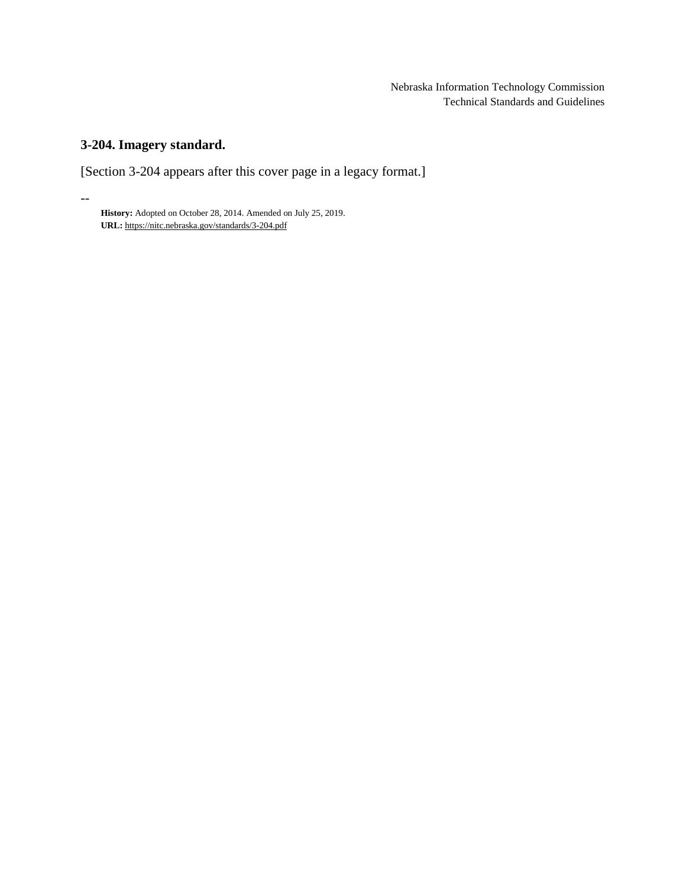Nebraska Information Technology Commission
Technical Standards and Guidelines

## 3-204. Imagery standard.

[Section 3-204 appears after this cover page in a legacy format.]

--

**History:** Adopted on October 28, 2014. Amended on July 25, 2019.
**URL:** https://nitc.nebraska.gov/standards/3-204.pdf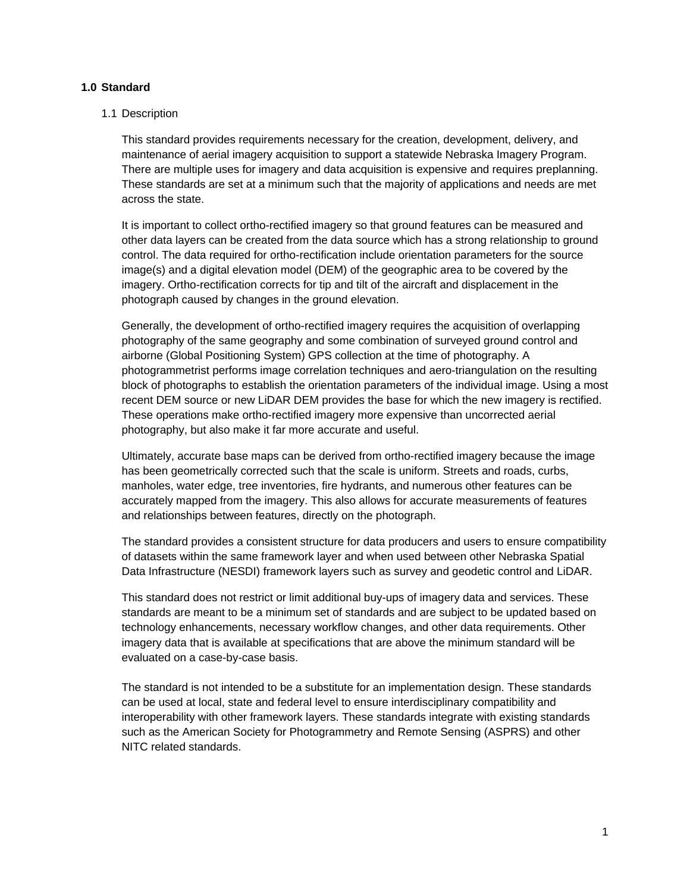## 1.0 Standard

### 1.1 Description

This standard provides requirements necessary for the creation, development, delivery, and maintenance of aerial imagery acquisition to support a statewide Nebraska Imagery Program. There are multiple uses for imagery and data acquisition is expensive and requires preplanning. These standards are set at a minimum such that the majority of applications and needs are met across the state.

It is important to collect ortho-rectified imagery so that ground features can be measured and other data layers can be created from the data source which has a strong relationship to ground control. The data required for ortho-rectification include orientation parameters for the source image(s) and a digital elevation model (DEM) of the geographic area to be covered by the imagery. Ortho-rectification corrects for tip and tilt of the aircraft and displacement in the photograph caused by changes in the ground elevation.

Generally, the development of ortho-rectified imagery requires the acquisition of overlapping photography of the same geography and some combination of surveyed ground control and airborne (Global Positioning System) GPS collection at the time of photography. A photogrammetrist performs image correlation techniques and aero-triangulation on the resulting block of photographs to establish the orientation parameters of the individual image. Using a most recent DEM source or new LiDAR DEM provides the base for which the new imagery is rectified. These operations make ortho-rectified imagery more expensive than uncorrected aerial photography, but also make it far more accurate and useful.

Ultimately, accurate base maps can be derived from ortho-rectified imagery because the image has been geometrically corrected such that the scale is uniform. Streets and roads, curbs, manholes, water edge, tree inventories, fire hydrants, and numerous other features can be accurately mapped from the imagery. This also allows for accurate measurements of features and relationships between features, directly on the photograph.

The standard provides a consistent structure for data producers and users to ensure compatibility of datasets within the same framework layer and when used between other Nebraska Spatial Data Infrastructure (NESDI) framework layers such as survey and geodetic control and LiDAR.

This standard does not restrict or limit additional buy-ups of imagery data and services. These standards are meant to be a minimum set of standards and are subject to be updated based on technology enhancements, necessary workflow changes, and other data requirements. Other imagery data that is available at specifications that are above the minimum standard will be evaluated on a case-by-case basis.

The standard is not intended to be a substitute for an implementation design. These standards can be used at local, state and federal level to ensure interdisciplinary compatibility and interoperability with other framework layers. These standards integrate with existing standards such as the American Society for Photogrammetry and Remote Sensing (ASPRS) and other NITC related standards.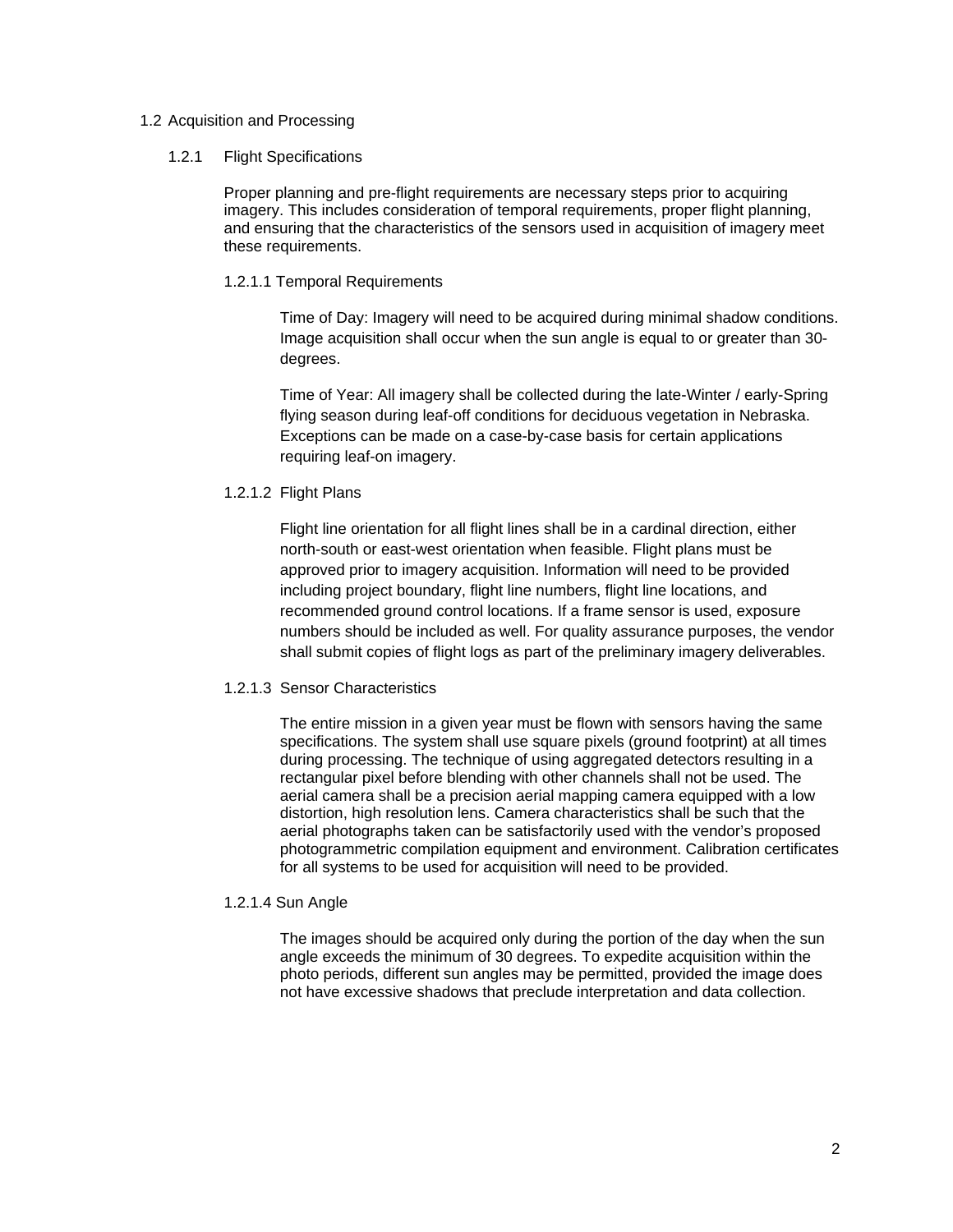## 1.2 Acquisition and Processing

### 1.2.1 Flight Specifications

Proper planning and pre-flight requirements are necessary steps prior to acquiring imagery. This includes consideration of temporal requirements, proper flight planning, and ensuring that the characteristics of the sensors used in acquisition of imagery meet these requirements.

#### 1.2.1.1 Temporal Requirements

Time of Day: Imagery will need to be acquired during minimal shadow conditions. Image acquisition shall occur when the sun angle is equal to or greater than 30-degrees.

Time of Year: All imagery shall be collected during the late-Winter / early-Spring flying season during leaf-off conditions for deciduous vegetation in Nebraska. Exceptions can be made on a case-by-case basis for certain applications requiring leaf-on imagery.

#### 1.2.1.2 Flight Plans

Flight line orientation for all flight lines shall be in a cardinal direction, either north-south or east-west orientation when feasible. Flight plans must be approved prior to imagery acquisition. Information will need to be provided including project boundary, flight line numbers, flight line locations, and recommended ground control locations. If a frame sensor is used, exposure numbers should be included as well. For quality assurance purposes, the vendor shall submit copies of flight logs as part of the preliminary imagery deliverables.

#### 1.2.1.3 Sensor Characteristics

The entire mission in a given year must be flown with sensors having the same specifications. The system shall use square pixels (ground footprint) at all times during processing. The technique of using aggregated detectors resulting in a rectangular pixel before blending with other channels shall not be used. The aerial camera shall be a precision aerial mapping camera equipped with a low distortion, high resolution lens. Camera characteristics shall be such that the aerial photographs taken can be satisfactorily used with the vendor's proposed photogrammetric compilation equipment and environment. Calibration certificates for all systems to be used for acquisition will need to be provided.

#### 1.2.1.4 Sun Angle

The images should be acquired only during the portion of the day when the sun angle exceeds the minimum of 30 degrees. To expedite acquisition within the photo periods, different sun angles may be permitted, provided the image does not have excessive shadows that preclude interpretation and data collection.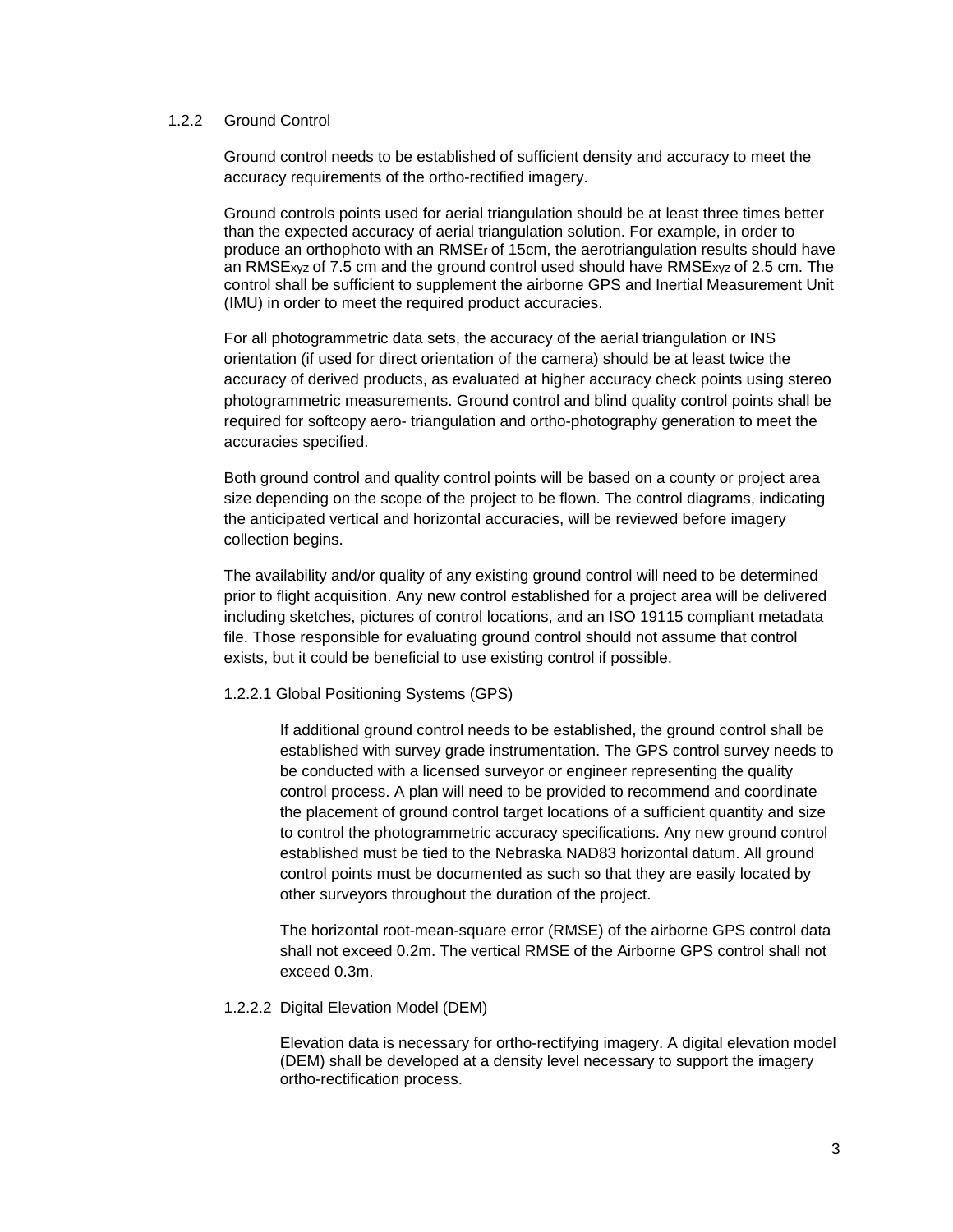### 1.2.2 Ground Control

Ground control needs to be established of sufficient density and accuracy to meet the accuracy requirements of the ortho-rectified imagery.

Ground controls points used for aerial triangulation should be at least three times better than the expected accuracy of aerial triangulation solution. For example, in order to produce an orthophoto with an $RMSE_r$ of 15cm, the aerotriangulation results should have an $RMSE_{xyz}$ of 7.5 cm and the ground control used should have $RMSE_{xyz}$ of 2.5 cm. The control shall be sufficient to supplement the airborne GPS and Inertial Measurement Unit (IMU) in order to meet the required product accuracies.

For all photogrammetric data sets, the accuracy of the aerial triangulation or INS orientation (if used for direct orientation of the camera) should be at least twice the accuracy of derived products, as evaluated at higher accuracy check points using stereo photogrammetric measurements. Ground control and blind quality control points shall be required for softcopy aero- triangulation and ortho-photography generation to meet the accuracies specified.

Both ground control and quality control points will be based on a county or project area size depending on the scope of the project to be flown. The control diagrams, indicating the anticipated vertical and horizontal accuracies, will be reviewed before imagery collection begins.

The availability and/or quality of any existing ground control will need to be determined prior to flight acquisition. Any new control established for a project area will be delivered including sketches, pictures of control locations, and an ISO 19115 compliant metadata file. Those responsible for evaluating ground control should not assume that control exists, but it could be beneficial to use existing control if possible.

#### 1.2.2.1 Global Positioning Systems (GPS)

If additional ground control needs to be established, the ground control shall be established with survey grade instrumentation. The GPS control survey needs to be conducted with a licensed surveyor or engineer representing the quality control process. A plan will need to be provided to recommend and coordinate the placement of ground control target locations of a sufficient quantity and size to control the photogrammetric accuracy specifications. Any new ground control established must be tied to the Nebraska NAD83 horizontal datum. All ground control points must be documented as such so that they are easily located by other surveyors throughout the duration of the project.

The horizontal root-mean-square error (RMSE) of the airborne GPS control data shall not exceed 0.2m. The vertical RMSE of the Airborne GPS control shall not exceed 0.3m.

#### 1.2.2.2 Digital Elevation Model (DEM)

Elevation data is necessary for ortho-rectifying imagery. A digital elevation model (DEM) shall be developed at a density level necessary to support the imagery ortho-rectification process.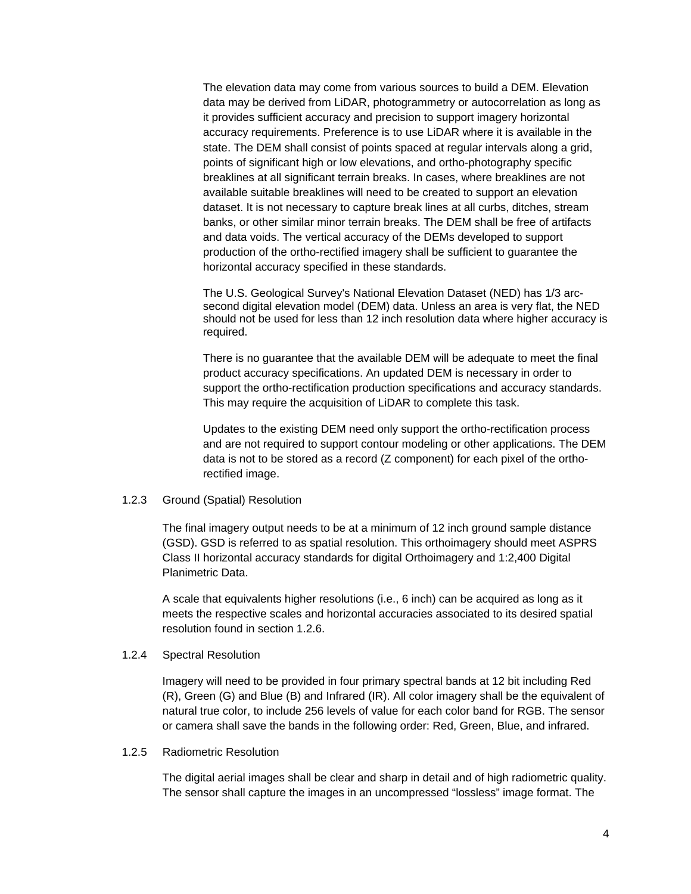The elevation data may come from various sources to build a DEM. Elevation data may be derived from LiDAR, photogrammetry or autocorrelation as long as it provides sufficient accuracy and precision to support imagery horizontal accuracy requirements. Preference is to use LiDAR where it is available in the state. The DEM shall consist of points spaced at regular intervals along a grid, points of significant high or low elevations, and ortho-photography specific breaklines at all significant terrain breaks. In cases, where breaklines are not available suitable breaklines will need to be created to support an elevation dataset. It is not necessary to capture break lines at all curbs, ditches, stream banks, or other similar minor terrain breaks. The DEM shall be free of artifacts and data voids. The vertical accuracy of the DEMs developed to support production of the ortho-rectified imagery shall be sufficient to guarantee the horizontal accuracy specified in these standards.

The U.S. Geological Survey's National Elevation Dataset (NED) has 1/3 arc-second digital elevation model (DEM) data. Unless an area is very flat, the NED should not be used for less than 12 inch resolution data where higher accuracy is required.

There is no guarantee that the available DEM will be adequate to meet the final product accuracy specifications. An updated DEM is necessary in order to support the ortho-rectification production specifications and accuracy standards. This may require the acquisition of LiDAR to complete this task.

Updates to the existing DEM need only support the ortho-rectification process and are not required to support contour modeling or other applications. The DEM data is not to be stored as a record (Z component) for each pixel of the ortho-rectified image.

### 1.2.3 Ground (Spatial) Resolution

The final imagery output needs to be at a minimum of 12 inch ground sample distance (GSD). GSD is referred to as spatial resolution. This orthoimagery should meet ASPRS Class II horizontal accuracy standards for digital Orthoimagery and 1:2,400 Digital Planimetric Data.

A scale that equivalents higher resolutions (i.e., 6 inch) can be acquired as long as it meets the respective scales and horizontal accuracies associated to its desired spatial resolution found in section 1.2.6.

### 1.2.4 Spectral Resolution

Imagery will need to be provided in four primary spectral bands at 12 bit including Red (R), Green (G) and Blue (B) and Infrared (IR). All color imagery shall be the equivalent of natural true color, to include 256 levels of value for each color band for RGB. The sensor or camera shall save the bands in the following order: Red, Green, Blue, and infrared.

### 1.2.5 Radiometric Resolution

The digital aerial images shall be clear and sharp in detail and of high radiometric quality. The sensor shall capture the images in an uncompressed "lossless" image format. The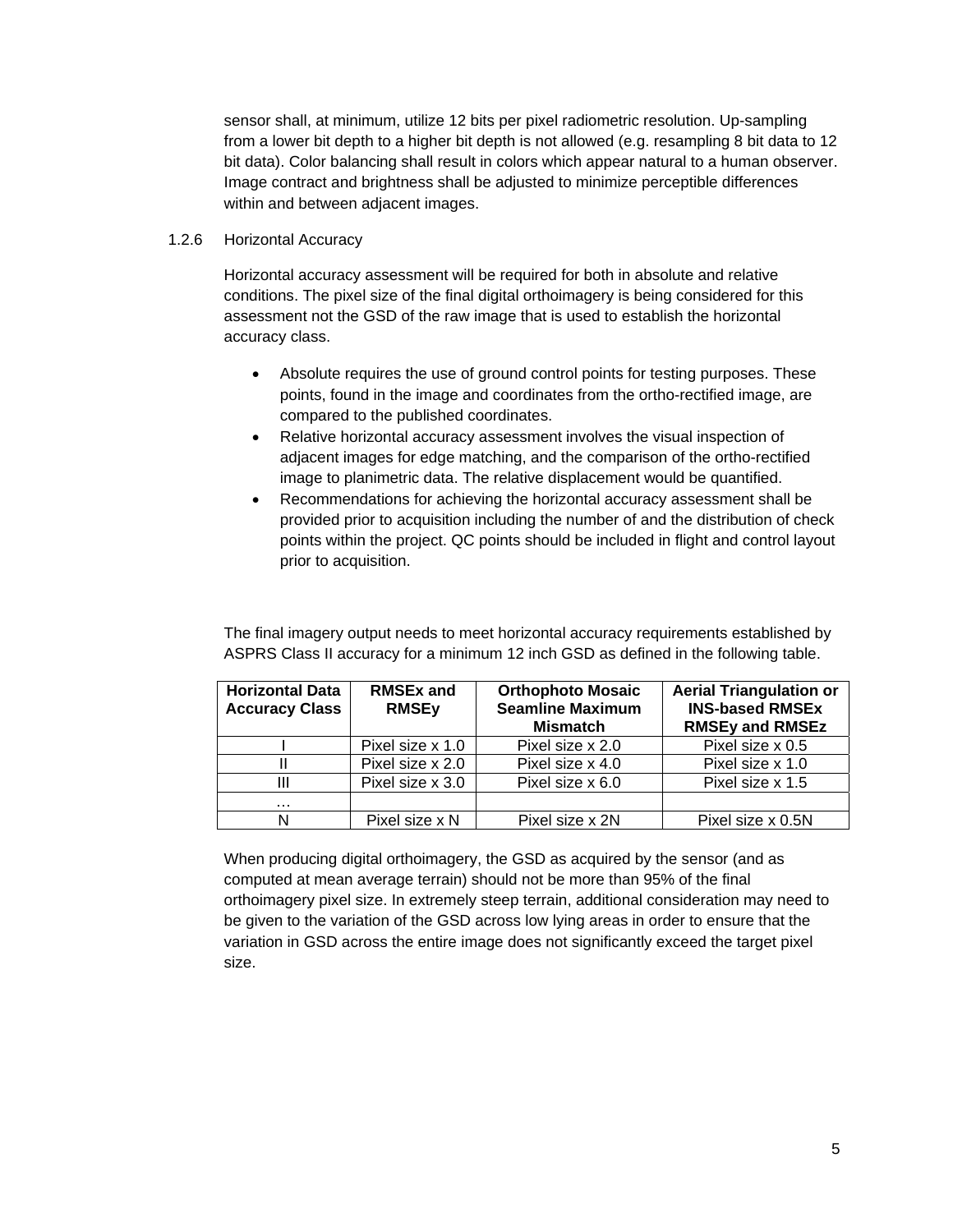sensor shall, at minimum, utilize 12 bits per pixel radiometric resolution. Up-sampling from a lower bit depth to a higher bit depth is not allowed (e.g. resampling 8 bit data to 12 bit data). Color balancing shall result in colors which appear natural to a human observer. Image contract and brightness shall be adjusted to minimize perceptible differences within and between adjacent images.

### 1.2.6 Horizontal Accuracy

Horizontal accuracy assessment will be required for both in absolute and relative conditions. The pixel size of the final digital orthoimagery is being considered for this assessment not the GSD of the raw image that is used to establish the horizontal accuracy class.

- Absolute requires the use of ground control points for testing purposes. These points, found in the image and coordinates from the ortho-rectified image, are compared to the published coordinates.
- Relative horizontal accuracy assessment involves the visual inspection of adjacent images for edge matching, and the comparison of the ortho-rectified image to planimetric data. The relative displacement would be quantified.
- Recommendations for achieving the horizontal accuracy assessment shall be provided prior to acquisition including the number of and the distribution of check points within the project. QC points should be included in flight and control layout prior to acquisition.

The final imagery output needs to meet horizontal accuracy requirements established by ASPRS Class II accuracy for a minimum 12 inch GSD as defined in the following table.

| Horizontal Data Accuracy Class | RMSEx and RMSEy | Orthophoto Mosaic Seamline Maximum Mismatch | Aerial Triangulation or INS-based RMSEx RMSEy and RMSEz |
|---|---|---|---|
| I | Pixel size x 1.0 | Pixel size x 2.0 | Pixel size x 0.5 |
| II | Pixel size x 2.0 | Pixel size x 4.0 | Pixel size x 1.0 |
| III | Pixel size x 3.0 | Pixel size x 6.0 | Pixel size x 1.5 |
| … | | | |
| N | Pixel size x N | Pixel size x 2N | Pixel size x 0.5N |

When producing digital orthoimagery, the GSD as acquired by the sensor (and as computed at mean average terrain) should not be more than 95% of the final orthoimagery pixel size. In extremely steep terrain, additional consideration may need to be given to the variation of the GSD across low lying areas in order to ensure that the variation in GSD across the entire image does not significantly exceed the target pixel size.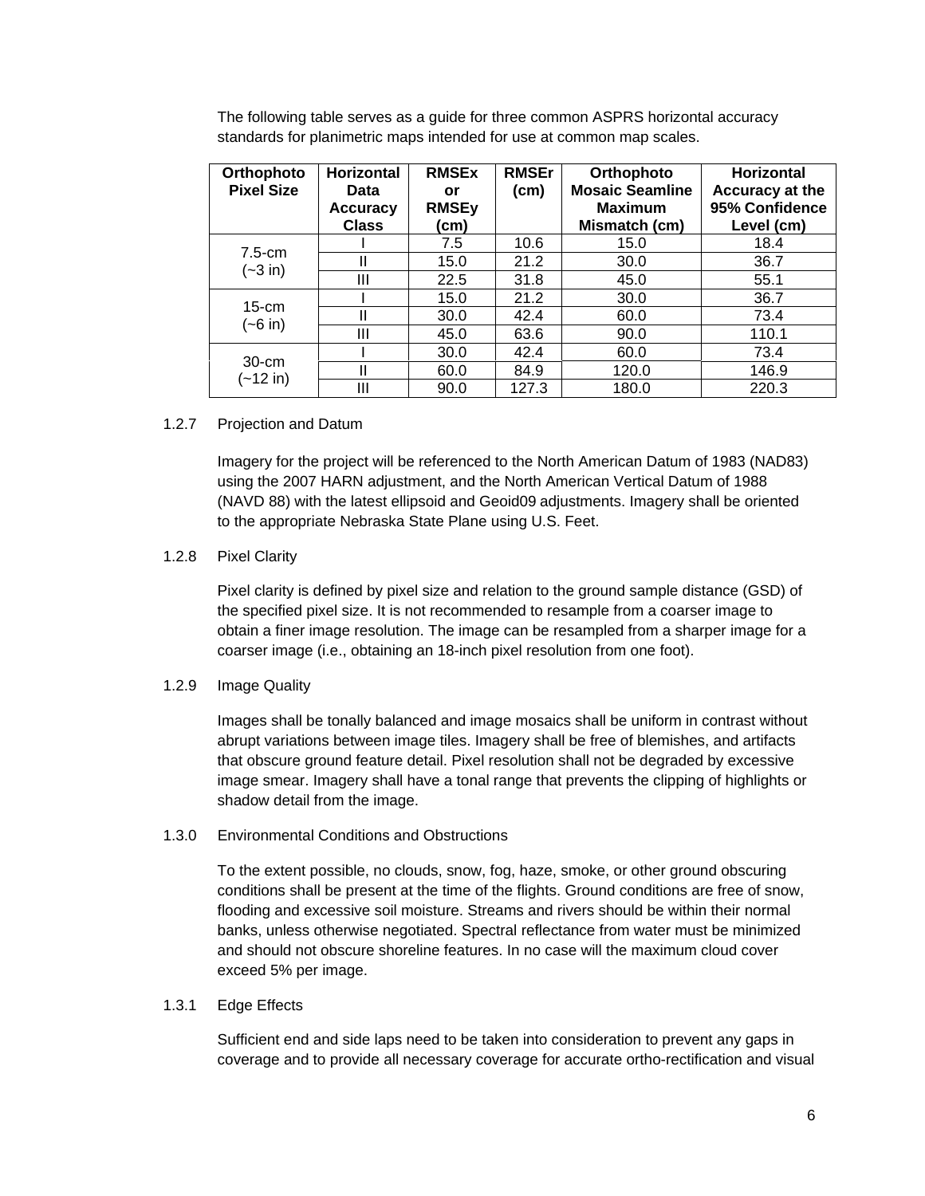The following table serves as a guide for three common ASPRS horizontal accuracy standards for planimetric maps intended for use at common map scales.

| Orthophoto Pixel Size | Horizontal Data Accuracy Class | RMSEx or RMSEy (cm) | RMSEr (cm) | Orthophoto Mosaic Seamline Maximum Mismatch (cm) | Horizontal Accuracy at the 95% Confidence Level (cm) |
|---|---|---|---|---|---|
| 7.5-cm (~3 in) | I | 7.5 | 10.6 | 15.0 | 18.4 |
| | II | 15.0 | 21.2 | 30.0 | 36.7 |
| | III | 22.5 | 31.8 | 45.0 | 55.1 |
| 15-cm (~6 in) | I | 15.0 | 21.2 | 30.0 | 36.7 |
| | II | 30.0 | 42.4 | 60.0 | 73.4 |
| | III | 45.0 | 63.6 | 90.0 | 110.1 |
| 30-cm (~12 in) | I | 30.0 | 42.4 | 60.0 | 73.4 |
| | II | 60.0 | 84.9 | 120.0 | 146.9 |
| | III | 90.0 | 127.3 | 180.0 | 220.3 |

1.2.7 Projection and Datum

Imagery for the project will be referenced to the North American Datum of 1983 (NAD83) using the 2007 HARN adjustment, and the North American Vertical Datum of 1988 (NAVD 88) with the latest ellipsoid and Geoid09 adjustments. Imagery shall be oriented to the appropriate Nebraska State Plane using U.S. Feet.

1.2.8 Pixel Clarity

Pixel clarity is defined by pixel size and relation to the ground sample distance (GSD) of the specified pixel size. It is not recommended to resample from a coarser image to obtain a finer image resolution. The image can be resampled from a sharper image for a coarser image (i.e., obtaining an 18-inch pixel resolution from one foot).

1.2.9 Image Quality

Images shall be tonally balanced and image mosaics shall be uniform in contrast without abrupt variations between image tiles. Imagery shall be free of blemishes, and artifacts that obscure ground feature detail. Pixel resolution shall not be degraded by excessive image smear. Imagery shall have a tonal range that prevents the clipping of highlights or shadow detail from the image.

1.3.0 Environmental Conditions and Obstructions

To the extent possible, no clouds, snow, fog, haze, smoke, or other ground obscuring conditions shall be present at the time of the flights. Ground conditions are free of snow, flooding and excessive soil moisture. Streams and rivers should be within their normal banks, unless otherwise negotiated. Spectral reflectance from water must be minimized and should not obscure shoreline features. In no case will the maximum cloud cover exceed 5% per image.

1.3.1 Edge Effects

Sufficient end and side laps need to be taken into consideration to prevent any gaps in coverage and to provide all necessary coverage for accurate ortho-rectification and visual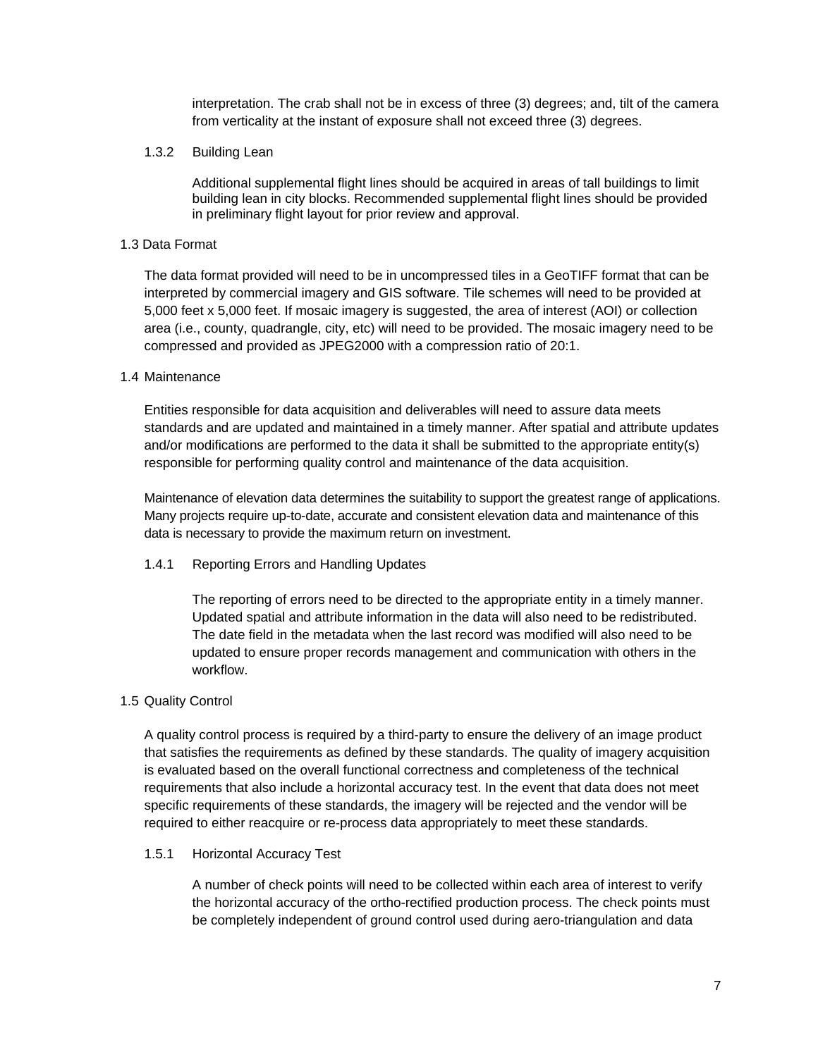interpretation. The crab shall not be in excess of three (3) degrees; and, tilt of the camera from verticality at the instant of exposure shall not exceed three (3) degrees.

#### 1.3.2 Building Lean

Additional supplemental flight lines should be acquired in areas of tall buildings to limit building lean in city blocks. Recommended supplemental flight lines should be provided in preliminary flight layout for prior review and approval.

### 1.3 Data Format

The data format provided will need to be in uncompressed tiles in a GeoTIFF format that can be interpreted by commercial imagery and GIS software. Tile schemes will need to be provided at 5,000 feet x 5,000 feet. If mosaic imagery is suggested, the area of interest (AOI) or collection area (i.e., county, quadrangle, city, etc) will need to be provided. The mosaic imagery need to be compressed and provided as JPEG2000 with a compression ratio of 20:1.

### 1.4 Maintenance

Entities responsible for data acquisition and deliverables will need to assure data meets standards and are updated and maintained in a timely manner. After spatial and attribute updates and/or modifications are performed to the data it shall be submitted to the appropriate entity(s) responsible for performing quality control and maintenance of the data acquisition.

Maintenance of elevation data determines the suitability to support the greatest range of applications. Many projects require up-to-date, accurate and consistent elevation data and maintenance of this data is necessary to provide the maximum return on investment.

#### 1.4.1 Reporting Errors and Handling Updates

The reporting of errors need to be directed to the appropriate entity in a timely manner. Updated spatial and attribute information in the data will also need to be redistributed. The date field in the metadata when the last record was modified will also need to be updated to ensure proper records management and communication with others in the workflow.

### 1.5 Quality Control

A quality control process is required by a third-party to ensure the delivery of an image product that satisfies the requirements as defined by these standards. The quality of imagery acquisition is evaluated based on the overall functional correctness and completeness of the technical requirements that also include a horizontal accuracy test. In the event that data does not meet specific requirements of these standards, the imagery will be rejected and the vendor will be required to either reacquire or re-process data appropriately to meet these standards.

#### 1.5.1 Horizontal Accuracy Test

A number of check points will need to be collected within each area of interest to verify the horizontal accuracy of the ortho-rectified production process. The check points must be completely independent of ground control used during aero-triangulation and data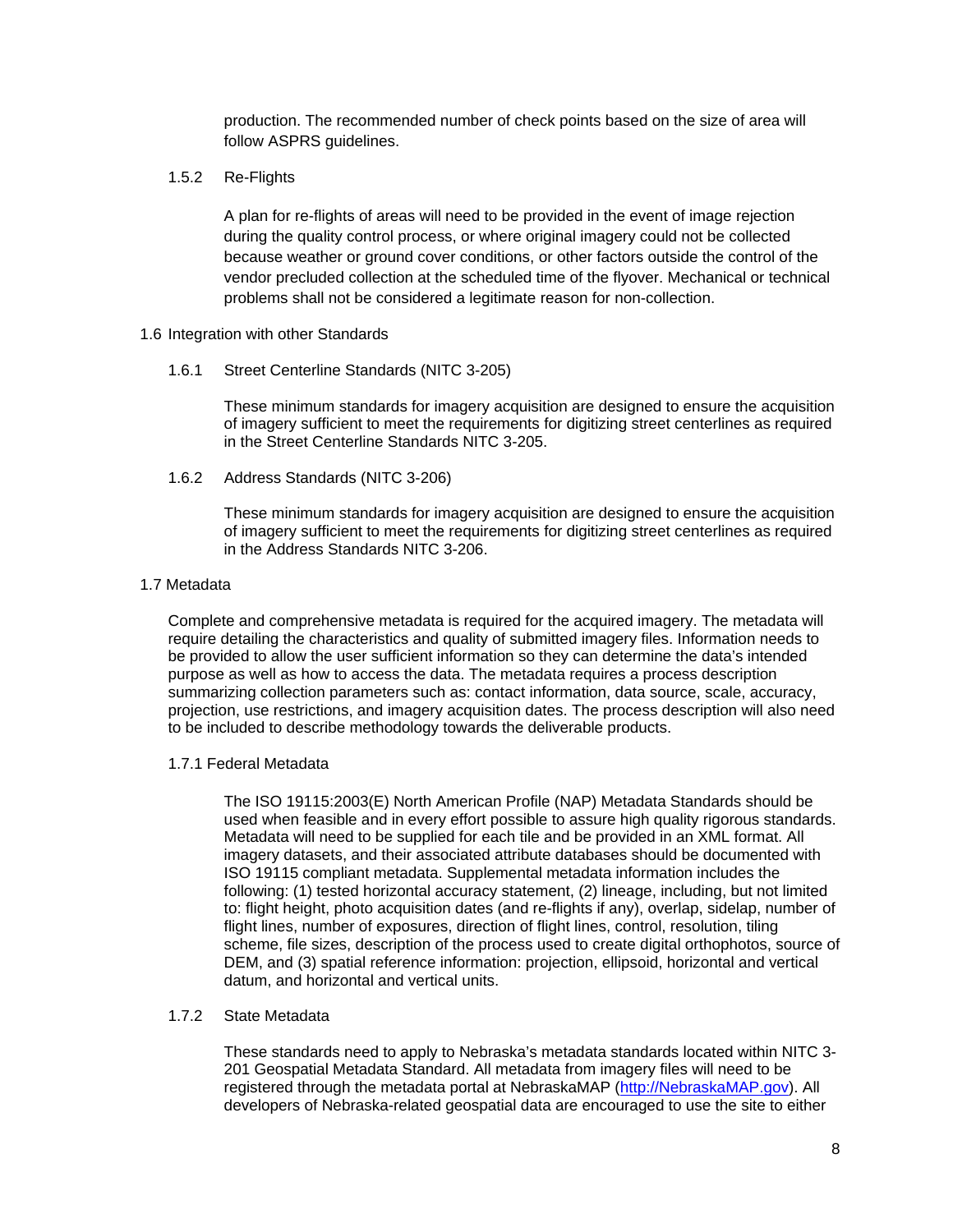production. The recommended number of check points based on the size of area will follow ASPRS guidelines.

#### 1.5.2 Re-Flights

A plan for re-flights of areas will need to be provided in the event of image rejection during the quality control process, or where original imagery could not be collected because weather or ground cover conditions, or other factors outside the control of the vendor precluded collection at the scheduled time of the flyover. Mechanical or technical problems shall not be considered a legitimate reason for non-collection.

### 1.6 Integration with other Standards

#### 1.6.1 Street Centerline Standards (NITC 3-205)

These minimum standards for imagery acquisition are designed to ensure the acquisition of imagery sufficient to meet the requirements for digitizing street centerlines as required in the Street Centerline Standards NITC 3-205.

#### 1.6.2 Address Standards (NITC 3-206)

These minimum standards for imagery acquisition are designed to ensure the acquisition of imagery sufficient to meet the requirements for digitizing street centerlines as required in the Address Standards NITC 3-206.

### 1.7 Metadata

Complete and comprehensive metadata is required for the acquired imagery. The metadata will require detailing the characteristics and quality of submitted imagery files. Information needs to be provided to allow the user sufficient information so they can determine the data's intended purpose as well as how to access the data. The metadata requires a process description summarizing collection parameters such as: contact information, data source, scale, accuracy, projection, use restrictions, and imagery acquisition dates. The process description will also need to be included to describe methodology towards the deliverable products.

#### 1.7.1 Federal Metadata

The ISO 19115:2003(E) North American Profile (NAP) Metadata Standards should be used when feasible and in every effort possible to assure high quality rigorous standards. Metadata will need to be supplied for each tile and be provided in an XML format. All imagery datasets, and their associated attribute databases should be documented with ISO 19115 compliant metadata. Supplemental metadata information includes the following: (1) tested horizontal accuracy statement, (2) lineage, including, but not limited to: flight height, photo acquisition dates (and re-flights if any), overlap, sidelap, number of flight lines, number of exposures, direction of flight lines, control, resolution, tiling scheme, file sizes, description of the process used to create digital orthophotos, source of DEM, and (3) spatial reference information: projection, ellipsoid, horizontal and vertical datum, and horizontal and vertical units.

#### 1.7.2 State Metadata

These standards need to apply to Nebraska's metadata standards located within NITC 3-201 Geospatial Metadata Standard. All metadata from imagery files will need to be registered through the metadata portal at NebraskaMAP ([http://NebraskaMAP.gov](http://NebraskaMAP.gov)). All developers of Nebraska-related geospatial data are encouraged to use the site to either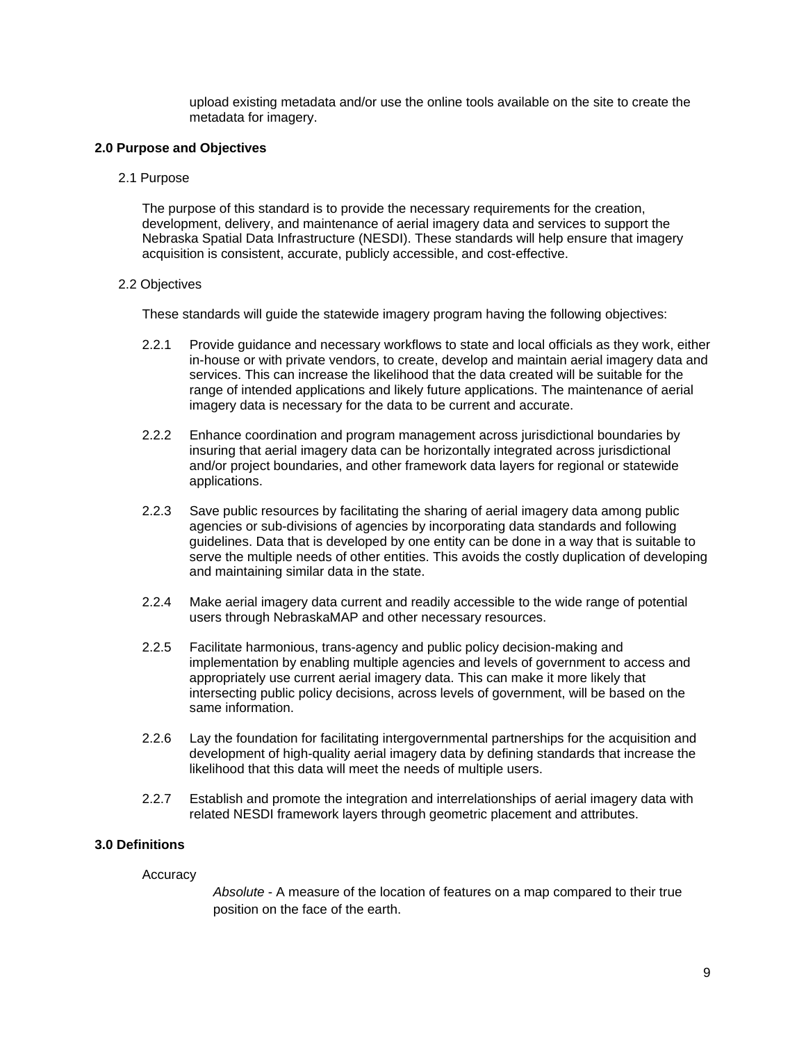upload existing metadata and/or use the online tools available on the site to create the metadata for imagery.

## 2.0 Purpose and Objectives

### 2.1 Purpose

The purpose of this standard is to provide the necessary requirements for the creation, development, delivery, and maintenance of aerial imagery data and services to support the Nebraska Spatial Data Infrastructure (NESDI). These standards will help ensure that imagery acquisition is consistent, accurate, publicly accessible, and cost-effective.

### 2.2 Objectives

These standards will guide the statewide imagery program having the following objectives:

2.2.1 Provide guidance and necessary workflows to state and local officials as they work, either in-house or with private vendors, to create, develop and maintain aerial imagery data and services. This can increase the likelihood that the data created will be suitable for the range of intended applications and likely future applications. The maintenance of aerial imagery data is necessary for the data to be current and accurate.

2.2.2 Enhance coordination and program management across jurisdictional boundaries by insuring that aerial imagery data can be horizontally integrated across jurisdictional and/or project boundaries, and other framework data layers for regional or statewide applications.

2.2.3 Save public resources by facilitating the sharing of aerial imagery data among public agencies or sub-divisions of agencies by incorporating data standards and following guidelines. Data that is developed by one entity can be done in a way that is suitable to serve the multiple needs of other entities. This avoids the costly duplication of developing and maintaining similar data in the state.

2.2.4 Make aerial imagery data current and readily accessible to the wide range of potential users through NebraskaMAP and other necessary resources.

2.2.5 Facilitate harmonious, trans-agency and public policy decision-making and implementation by enabling multiple agencies and levels of government to access and appropriately use current aerial imagery data. This can make it more likely that intersecting public policy decisions, across levels of government, will be based on the same information.

2.2.6 Lay the foundation for facilitating intergovernmental partnerships for the acquisition and development of high-quality aerial imagery data by defining standards that increase the likelihood that this data will meet the needs of multiple users.

2.2.7 Establish and promote the integration and interrelationships of aerial imagery data with related NESDI framework layers through geometric placement and attributes.

## 3.0 Definitions

Accuracy

*Absolute* - A measure of the location of features on a map compared to their true position on the face of the earth.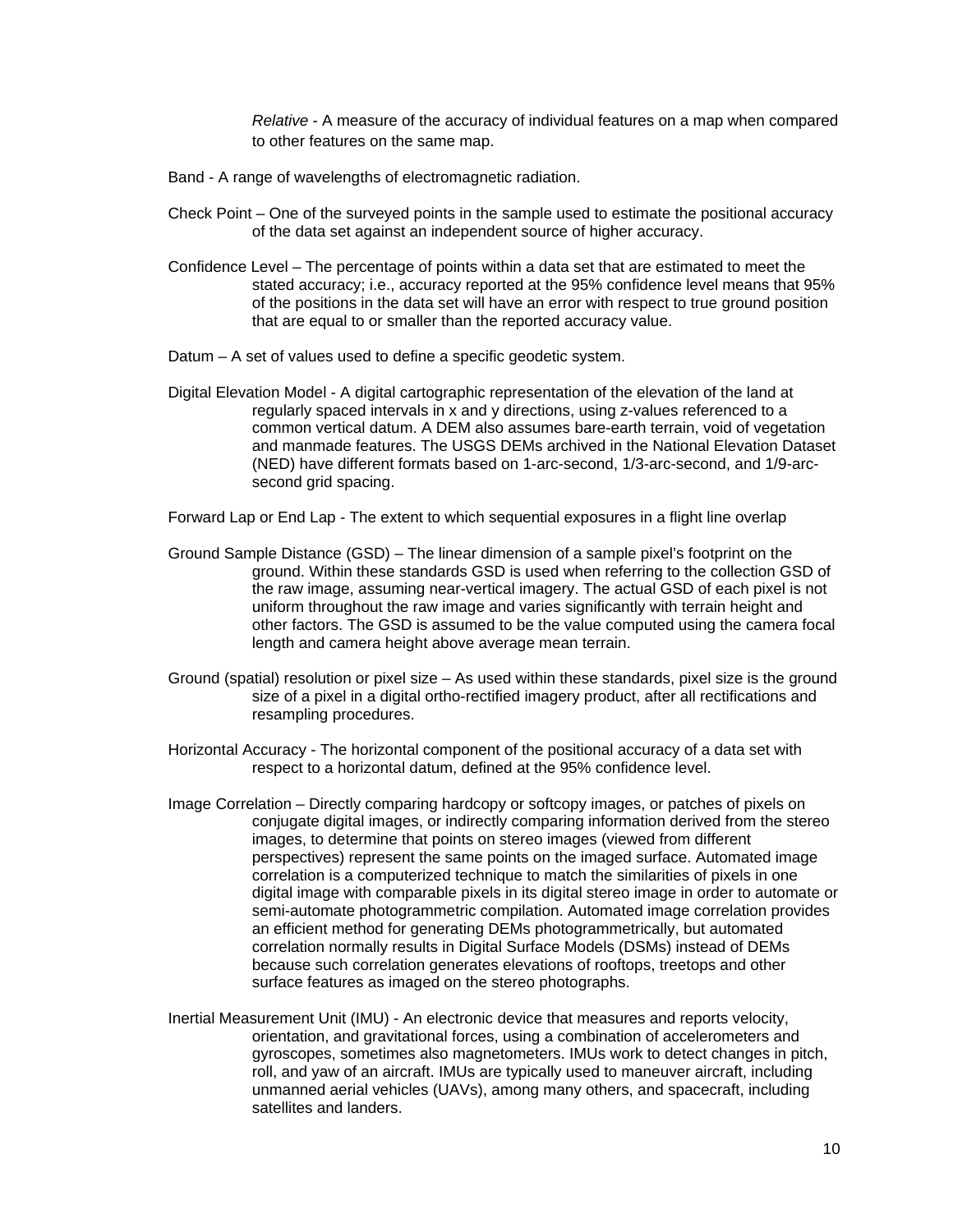*Relative* - A measure of the accuracy of individual features on a map when compared to other features on the same map.

Band - A range of wavelengths of electromagnetic radiation.

Check Point – One of the surveyed points in the sample used to estimate the positional accuracy of the data set against an independent source of higher accuracy.

Confidence Level – The percentage of points within a data set that are estimated to meet the stated accuracy; i.e., accuracy reported at the 95% confidence level means that 95% of the positions in the data set will have an error with respect to true ground position that are equal to or smaller than the reported accuracy value.

Datum – A set of values used to define a specific geodetic system.

Digital Elevation Model - A digital cartographic representation of the elevation of the land at regularly spaced intervals in x and y directions, using z-values referenced to a common vertical datum. A DEM also assumes bare-earth terrain, void of vegetation and manmade features. The USGS DEMs archived in the National Elevation Dataset (NED) have different formats based on 1-arc-second, 1/3-arc-second, and 1/9-arc-second grid spacing.

Forward Lap or End Lap - The extent to which sequential exposures in a flight line overlap

Ground Sample Distance (GSD) – The linear dimension of a sample pixel's footprint on the ground. Within these standards GSD is used when referring to the collection GSD of the raw image, assuming near-vertical imagery. The actual GSD of each pixel is not uniform throughout the raw image and varies significantly with terrain height and other factors. The GSD is assumed to be the value computed using the camera focal length and camera height above average mean terrain.

Ground (spatial) resolution or pixel size – As used within these standards, pixel size is the ground size of a pixel in a digital ortho-rectified imagery product, after all rectifications and resampling procedures.

Horizontal Accuracy - The horizontal component of the positional accuracy of a data set with respect to a horizontal datum, defined at the 95% confidence level.

Image Correlation – Directly comparing hardcopy or softcopy images, or patches of pixels on conjugate digital images, or indirectly comparing information derived from the stereo images, to determine that points on stereo images (viewed from different perspectives) represent the same points on the imaged surface. Automated image correlation is a computerized technique to match the similarities of pixels in one digital image with comparable pixels in its digital stereo image in order to automate or semi-automate photogrammetric compilation. Automated image correlation provides an efficient method for generating DEMs photogrammetrically, but automated correlation normally results in Digital Surface Models (DSMs) instead of DEMs because such correlation generates elevations of rooftops, treetops and other surface features as imaged on the stereo photographs.

Inertial Measurement Unit (IMU) - An electronic device that measures and reports velocity, orientation, and gravitational forces, using a combination of accelerometers and gyroscopes, sometimes also magnetometers. IMUs work to detect changes in pitch, roll, and yaw of an aircraft. IMUs are typically used to maneuver aircraft, including unmanned aerial vehicles (UAVs), among many others, and spacecraft, including satellites and landers.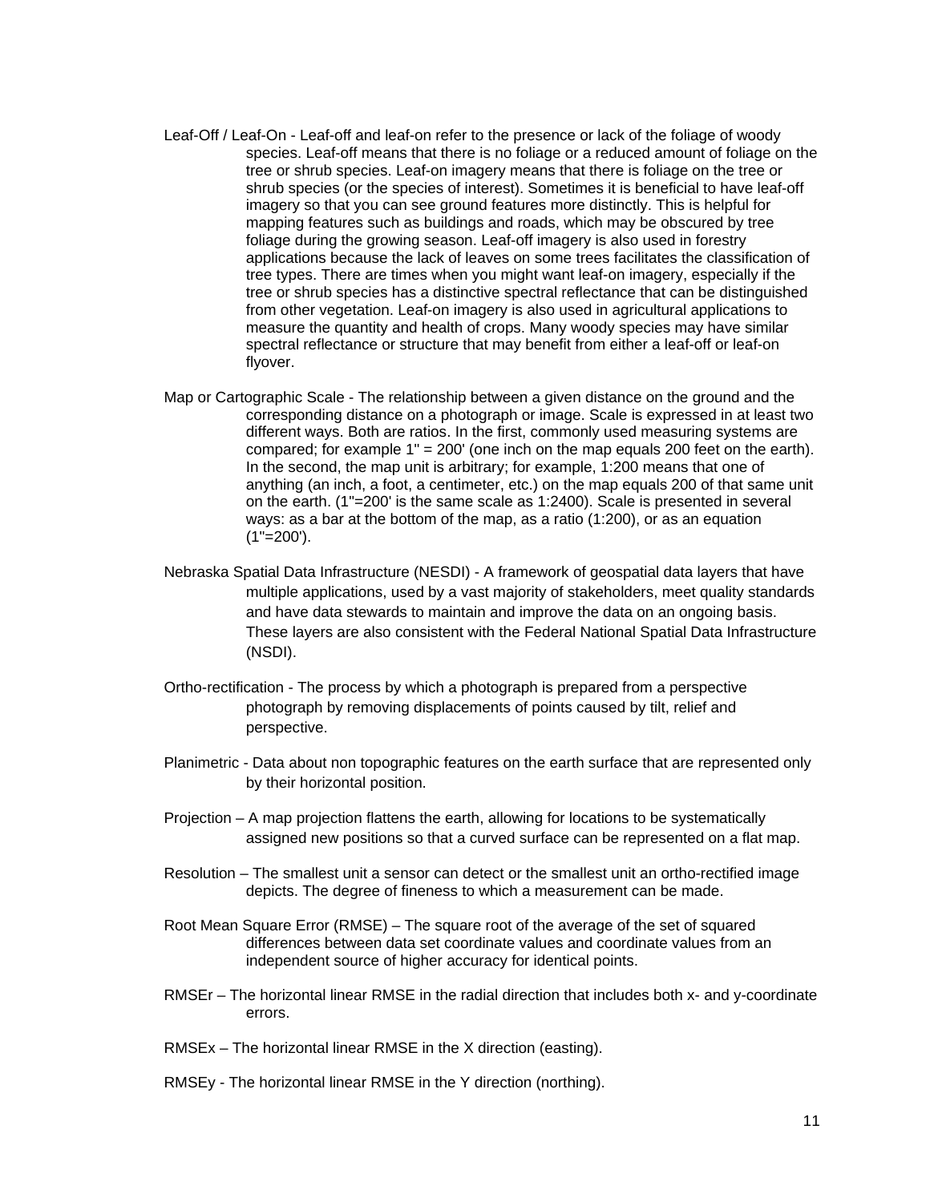Leaf-Off / Leaf-On - Leaf-off and leaf-on refer to the presence or lack of the foliage of woody species. Leaf-off means that there is no foliage or a reduced amount of foliage on the tree or shrub species. Leaf-on imagery means that there is foliage on the tree or shrub species (or the species of interest). Sometimes it is beneficial to have leaf-off imagery so that you can see ground features more distinctly. This is helpful for mapping features such as buildings and roads, which may be obscured by tree foliage during the growing season. Leaf-off imagery is also used in forestry applications because the lack of leaves on some trees facilitates the classification of tree types. There are times when you might want leaf-on imagery, especially if the tree or shrub species has a distinctive spectral reflectance that can be distinguished from other vegetation. Leaf-on imagery is also used in agricultural applications to measure the quantity and health of crops. Many woody species may have similar spectral reflectance or structure that may benefit from either a leaf-off or leaf-on flyover.

Map or Cartographic Scale - The relationship between a given distance on the ground and the corresponding distance on a photograph or image. Scale is expressed in at least two different ways. Both are ratios. In the first, commonly used measuring systems are compared; for example 1" = 200' (one inch on the map equals 200 feet on the earth). In the second, the map unit is arbitrary; for example, 1:200 means that one of anything (an inch, a foot, a centimeter, etc.) on the map equals 200 of that same unit on the earth. (1"=200' is the same scale as 1:2400). Scale is presented in several ways: as a bar at the bottom of the map, as a ratio (1:200), or as an equation (1"=200').

Nebraska Spatial Data Infrastructure (NESDI) - A framework of geospatial data layers that have multiple applications, used by a vast majority of stakeholders, meet quality standards and have data stewards to maintain and improve the data on an ongoing basis. These layers are also consistent with the Federal National Spatial Data Infrastructure (NSDI).

Ortho-rectification - The process by which a photograph is prepared from a perspective photograph by removing displacements of points caused by tilt, relief and perspective.

Planimetric - Data about non topographic features on the earth surface that are represented only by their horizontal position.

Projection – A map projection flattens the earth, allowing for locations to be systematically assigned new positions so that a curved surface can be represented on a flat map.

Resolution – The smallest unit a sensor can detect or the smallest unit an ortho-rectified image depicts. The degree of fineness to which a measurement can be made.

Root Mean Square Error (RMSE) – The square root of the average of the set of squared differences between data set coordinate values and coordinate values from an independent source of higher accuracy for identical points.

RMSEr – The horizontal linear RMSE in the radial direction that includes both x- and y-coordinate errors.

RMSEx – The horizontal linear RMSE in the X direction (easting).

RMSEy - The horizontal linear RMSE in the Y direction (northing).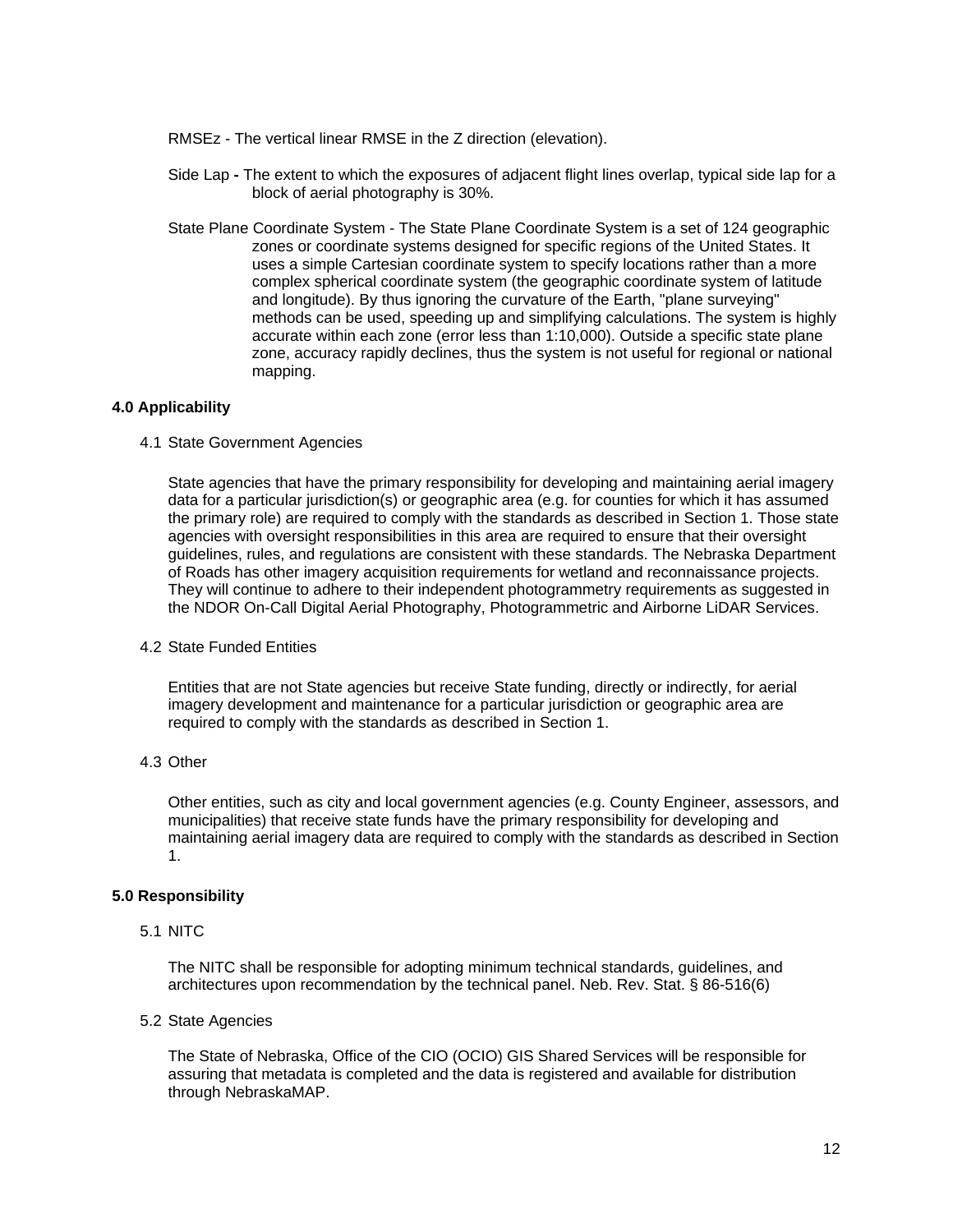RMSEz - The vertical linear RMSE in the Z direction (elevation).

Side Lap **-** The extent to which the exposures of adjacent flight lines overlap, typical side lap for a block of aerial photography is 30%.

State Plane Coordinate System - The State Plane Coordinate System is a set of 124 geographic zones or coordinate systems designed for specific regions of the United States. It uses a simple Cartesian coordinate system to specify locations rather than a more complex spherical coordinate system (the geographic coordinate system of latitude and longitude). By thus ignoring the curvature of the Earth, "plane surveying" methods can be used, speeding up and simplifying calculations. The system is highly accurate within each zone (error less than 1:10,000). Outside a specific state plane zone, accuracy rapidly declines, thus the system is not useful for regional or national mapping.

**4.0 Applicability**

4.1 State Government Agencies

State agencies that have the primary responsibility for developing and maintaining aerial imagery data for a particular jurisdiction(s) or geographic area (e.g. for counties for which it has assumed the primary role) are required to comply with the standards as described in Section 1. Those state agencies with oversight responsibilities in this area are required to ensure that their oversight guidelines, rules, and regulations are consistent with these standards. The Nebraska Department of Roads has other imagery acquisition requirements for wetland and reconnaissance projects. They will continue to adhere to their independent photogrammetry requirements as suggested in the NDOR On-Call Digital Aerial Photography, Photogrammetric and Airborne LiDAR Services.

4.2 State Funded Entities

Entities that are not State agencies but receive State funding, directly or indirectly, for aerial imagery development and maintenance for a particular jurisdiction or geographic area are required to comply with the standards as described in Section 1.

4.3 Other

Other entities, such as city and local government agencies (e.g. County Engineer, assessors, and municipalities) that receive state funds have the primary responsibility for developing and maintaining aerial imagery data are required to comply with the standards as described in Section 1.

**5.0 Responsibility**

5.1 NITC

The NITC shall be responsible for adopting minimum technical standards, guidelines, and architectures upon recommendation by the technical panel. Neb. Rev. Stat. § 86-516(6)

5.2 State Agencies

The State of Nebraska, Office of the CIO (OCIO) GIS Shared Services will be responsible for assuring that metadata is completed and the data is registered and available for distribution through NebraskaMAP.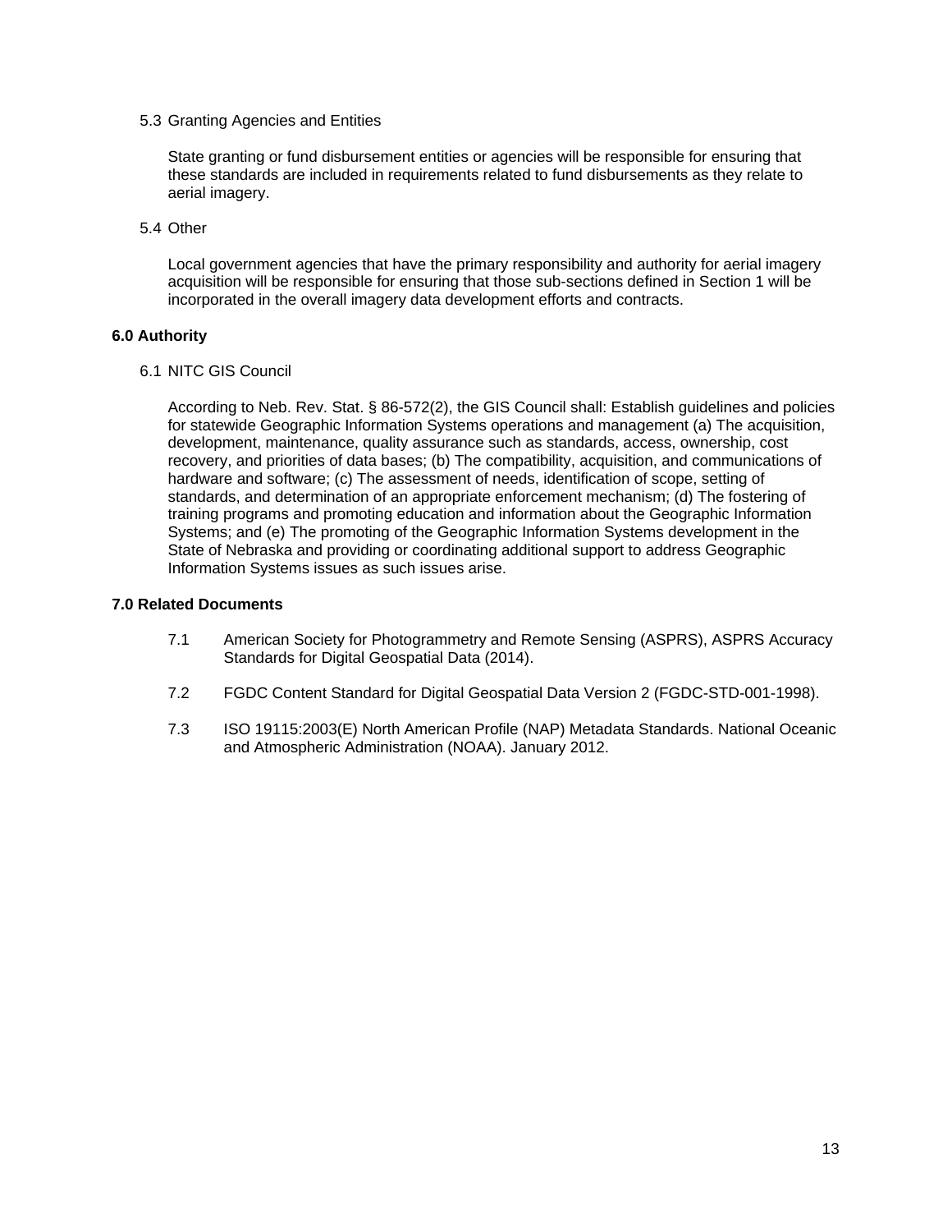### 5.3 Granting Agencies and Entities

State granting or fund disbursement entities or agencies will be responsible for ensuring that these standards are included in requirements related to fund disbursements as they relate to aerial imagery.

### 5.4 Other

Local government agencies that have the primary responsibility and authority for aerial imagery acquisition will be responsible for ensuring that those sub-sections defined in Section 1 will be incorporated in the overall imagery data development efforts and contracts.

## 6.0 Authority

### 6.1 NITC GIS Council

According to Neb. Rev. Stat. § 86-572(2), the GIS Council shall: Establish guidelines and policies for statewide Geographic Information Systems operations and management (a) The acquisition, development, maintenance, quality assurance such as standards, access, ownership, cost recovery, and priorities of data bases; (b) The compatibility, acquisition, and communications of hardware and software; (c) The assessment of needs, identification of scope, setting of standards, and determination of an appropriate enforcement mechanism; (d) The fostering of training programs and promoting education and information about the Geographic Information Systems; and (e) The promoting of the Geographic Information Systems development in the State of Nebraska and providing or coordinating additional support to address Geographic Information Systems issues as such issues arise.

## 7.0 Related Documents

7.1 American Society for Photogrammetry and Remote Sensing (ASPRS), ASPRS Accuracy Standards for Digital Geospatial Data (2014).

7.2 FGDC Content Standard for Digital Geospatial Data Version 2 (FGDC-STD-001-1998).

7.3 ISO 19115:2003(E) North American Profile (NAP) Metadata Standards. National Oceanic and Atmospheric Administration (NOAA). January 2012.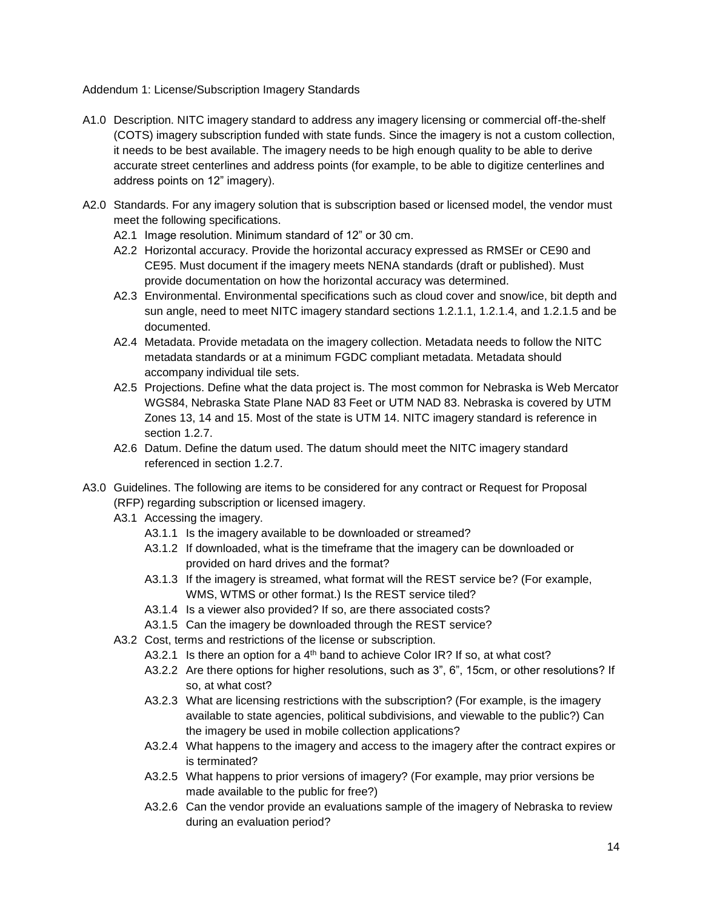Addendum 1: License/Subscription Imagery Standards

A1.0 Description. NITC imagery standard to address any imagery licensing or commercial off-the-shelf (COTS) imagery subscription funded with state funds. Since the imagery is not a custom collection, it needs to be best available. The imagery needs to be high enough quality to be able to derive accurate street centerlines and address points (for example, to be able to digitize centerlines and address points on 12" imagery).

A2.0 Standards. For any imagery solution that is subscription based or licensed model, the vendor must meet the following specifications.

- A2.1 Image resolution. Minimum standard of 12" or 30 cm.
- A2.2 Horizontal accuracy. Provide the horizontal accuracy expressed as RMSEr or CE90 and CE95. Must document if the imagery meets NENA standards (draft or published). Must provide documentation on how the horizontal accuracy was determined.
- A2.3 Environmental. Environmental specifications such as cloud cover and snow/ice, bit depth and sun angle, need to meet NITC imagery standard sections 1.2.1.1, 1.2.1.4, and 1.2.1.5 and be documented.
- A2.4 Metadata. Provide metadata on the imagery collection. Metadata needs to follow the NITC metadata standards or at a minimum FGDC compliant metadata. Metadata should accompany individual tile sets.
- A2.5 Projections. Define what the data project is. The most common for Nebraska is Web Mercator WGS84, Nebraska State Plane NAD 83 Feet or UTM NAD 83. Nebraska is covered by UTM Zones 13, 14 and 15. Most of the state is UTM 14. NITC imagery standard is reference in section 1.2.7.
- A2.6 Datum. Define the datum used. The datum should meet the NITC imagery standard referenced in section 1.2.7.

A3.0 Guidelines. The following are items to be considered for any contract or Request for Proposal (RFP) regarding subscription or licensed imagery.

- A3.1 Accessing the imagery.
  - A3.1.1 Is the imagery available to be downloaded or streamed?
  - A3.1.2 If downloaded, what is the timeframe that the imagery can be downloaded or provided on hard drives and the format?
  - A3.1.3 If the imagery is streamed, what format will the REST service be? (For example, WMS, WTMS or other format.) Is the REST service tiled?
  - A3.1.4 Is a viewer also provided? If so, are there associated costs?
  - A3.1.5 Can the imagery be downloaded through the REST service?
- A3.2 Cost, terms and restrictions of the license or subscription.
  - A3.2.1 Is there an option for a 4th band to achieve Color IR? If so, at what cost?
  - A3.2.2 Are there options for higher resolutions, such as 3", 6", 15cm, or other resolutions? If so, at what cost?
  - A3.2.3 What are licensing restrictions with the subscription? (For example, is the imagery available to state agencies, political subdivisions, and viewable to the public?) Can the imagery be used in mobile collection applications?
  - A3.2.4 What happens to the imagery and access to the imagery after the contract expires or is terminated?
  - A3.2.5 What happens to prior versions of imagery? (For example, may prior versions be made available to the public for free?)
  - A3.2.6 Can the vendor provide an evaluations sample of the imagery of Nebraska to review during an evaluation period?